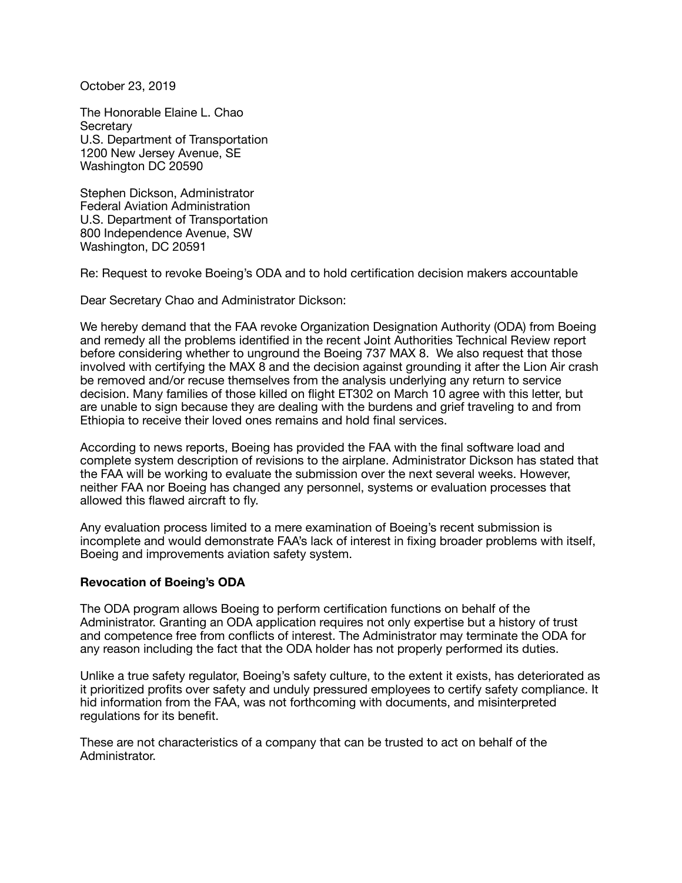October 23, 2019

The Honorable Elaine L. Chao  
Secretary  
U.S. Department of Transportation  
1200 New Jersey Avenue, SE  
Washington DC 20590

Stephen Dickson, Administrator  
Federal Aviation Administration  
U.S. Department of Transportation  
800 Independence Avenue, SW  
Washington, DC 20591

Re: Request to revoke Boeing's ODA and to hold certification decision makers accountable

Dear Secretary Chao and Administrator Dickson:

We hereby demand that the FAA revoke Organization Designation Authority (ODA) from Boeing and remedy all the problems identified in the recent Joint Authorities Technical Review report before considering whether to unground the Boeing 737 MAX 8. We also request that those involved with certifying the MAX 8 and the decision against grounding it after the Lion Air crash be removed and/or recuse themselves from the analysis underlying any return to service decision. Many families of those killed on flight ET302 on March 10 agree with this letter, but are unable to sign because they are dealing with the burdens and grief traveling to and from Ethiopia to receive their loved ones remains and hold final services.

According to news reports, Boeing has provided the FAA with the final software load and complete system description of revisions to the airplane. Administrator Dickson has stated that the FAA will be working to evaluate the submission over the next several weeks. However, neither FAA nor Boeing has changed any personnel, systems or evaluation processes that allowed this flawed aircraft to fly.

Any evaluation process limited to a mere examination of Boeing's recent submission is incomplete and would demonstrate FAA's lack of interest in fixing broader problems with itself, Boeing and improvements aviation safety system.

**Revocation of Boeing's ODA**

The ODA program allows Boeing to perform certification functions on behalf of the Administrator. Granting an ODA application requires not only expertise but a history of trust and competence free from conflicts of interest. The Administrator may terminate the ODA for any reason including the fact that the ODA holder has not properly performed its duties.

Unlike a true safety regulator, Boeing's safety culture, to the extent it exists, has deteriorated as it prioritized profits over safety and unduly pressured employees to certify safety compliance. It hid information from the FAA, was not forthcoming with documents, and misinterpreted regulations for its benefit.

These are not characteristics of a company that can be trusted to act on behalf of the Administrator.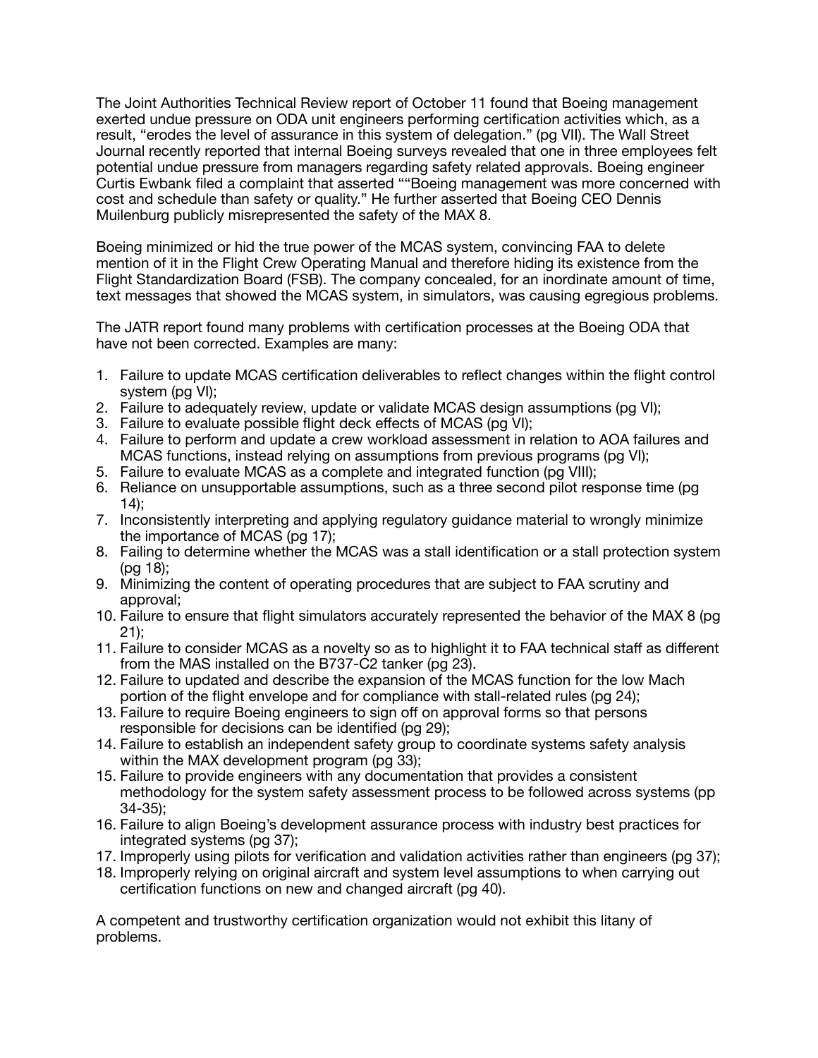The Joint Authorities Technical Review report of October 11 found that Boeing management exerted undue pressure on ODA unit engineers performing certification activities which, as a result, "erodes the level of assurance in this system of delegation." (pg VII). The Wall Street Journal recently reported that internal Boeing surveys revealed that one in three employees felt potential undue pressure from managers regarding safety related approvals. Boeing engineer Curtis Ewbank filed a complaint that asserted ""Boeing management was more concerned with cost and schedule than safety or quality." He further asserted that Boeing CEO Dennis Muilenburg publicly misrepresented the safety of the MAX 8.

Boeing minimized or hid the true power of the MCAS system, convincing FAA to delete mention of it in the Flight Crew Operating Manual and therefore hiding its existence from the Flight Standardization Board (FSB). The company concealed, for an inordinate amount of time, text messages that showed the MCAS system, in simulators, was causing egregious problems.

The JATR report found many problems with certification processes at the Boeing ODA that have not been corrected. Examples are many:

1. Failure to update MCAS certification deliverables to reflect changes within the flight control system (pg VI);
2. Failure to adequately review, update or validate MCAS design assumptions (pg VI);
3. Failure to evaluate possible flight deck effects of MCAS (pg VI);
4. Failure to perform and update a crew workload assessment in relation to AOA failures and MCAS functions, instead relying on assumptions from previous programs (pg VI);
5. Failure to evaluate MCAS as a complete and integrated function (pg VIII);
6. Reliance on unsupportable assumptions, such as a three second pilot response time (pg 14);
7. Inconsistently interpreting and applying regulatory guidance material to wrongly minimize the importance of MCAS (pg 17);
8. Failing to determine whether the MCAS was a stall identification or a stall protection system (pg 18);
9. Minimizing the content of operating procedures that are subject to FAA scrutiny and approval;
10. Failure to ensure that flight simulators accurately represented the behavior of the MAX 8 (pg 21);
11. Failure to consider MCAS as a novelty so as to highlight it to FAA technical staff as different from the MAS installed on the B737-C2 tanker (pg 23).
12. Failure to updated and describe the expansion of the MCAS function for the low Mach portion of the flight envelope and for compliance with stall-related rules (pg 24);
13. Failure to require Boeing engineers to sign off on approval forms so that persons responsible for decisions can be identified (pg 29);
14. Failure to establish an independent safety group to coordinate systems safety analysis within the MAX development program (pg 33);
15. Failure to provide engineers with any documentation that provides a consistent methodology for the system safety assessment process to be followed across systems (pp 34-35);
16. Failure to align Boeing's development assurance process with industry best practices for integrated systems (pg 37);
17. Improperly using pilots for verification and validation activities rather than engineers (pg 37);
18. Improperly relying on original aircraft and system level assumptions to when carrying out certification functions on new and changed aircraft (pg 40).

A competent and trustworthy certification organization would not exhibit this litany of problems.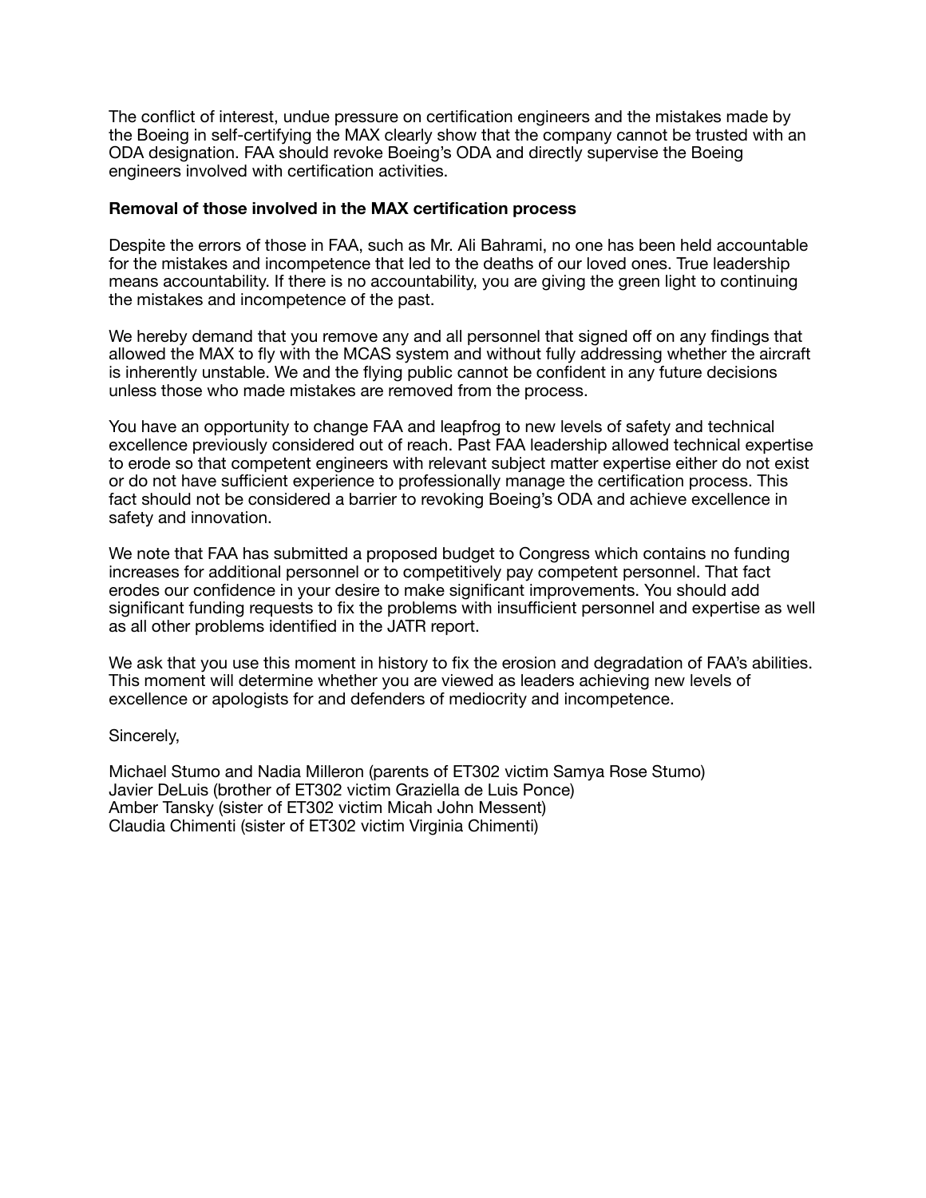The conflict of interest, undue pressure on certification engineers and the mistakes made by the Boeing in self-certifying the MAX clearly show that the company cannot be trusted with an ODA designation. FAA should revoke Boeing's ODA and directly supervise the Boeing engineers involved with certification activities.

**Removal of those involved in the MAX certification process**

Despite the errors of those in FAA, such as Mr. Ali Bahrami, no one has been held accountable for the mistakes and incompetence that led to the deaths of our loved ones. True leadership means accountability. If there is no accountability, you are giving the green light to continuing the mistakes and incompetence of the past.

We hereby demand that you remove any and all personnel that signed off on any findings that allowed the MAX to fly with the MCAS system and without fully addressing whether the aircraft is inherently unstable. We and the flying public cannot be confident in any future decisions unless those who made mistakes are removed from the process.

You have an opportunity to change FAA and leapfrog to new levels of safety and technical excellence previously considered out of reach. Past FAA leadership allowed technical expertise to erode so that competent engineers with relevant subject matter expertise either do not exist or do not have sufficient experience to professionally manage the certification process. This fact should not be considered a barrier to revoking Boeing's ODA and achieve excellence in safety and innovation.

We note that FAA has submitted a proposed budget to Congress which contains no funding increases for additional personnel or to competitively pay competent personnel. That fact erodes our confidence in your desire to make significant improvements. You should add significant funding requests to fix the problems with insufficient personnel and expertise as well as all other problems identified in the JATR report.

We ask that you use this moment in history to fix the erosion and degradation of FAA's abilities. This moment will determine whether you are viewed as leaders achieving new levels of excellence or apologists for and defenders of mediocrity and incompetence.

Sincerely,

Michael Stumo and Nadia Milleron (parents of ET302 victim Samya Rose Stumo)
Javier DeLuis (brother of ET302 victim Graziella de Luis Ponce)
Amber Tansky (sister of ET302 victim Micah John Messent)
Claudia Chimenti (sister of ET302 victim Virginia Chimenti)